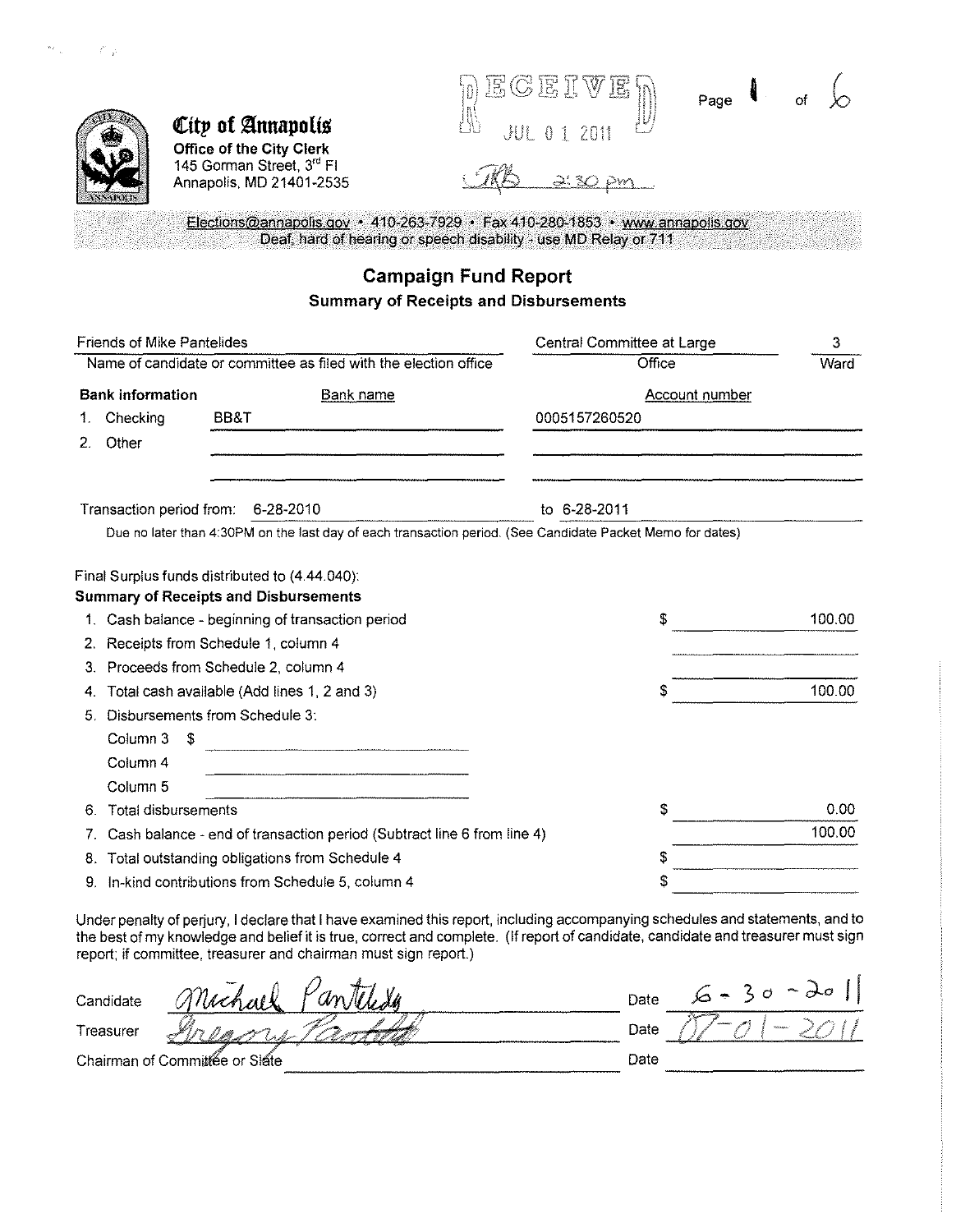**City of Annapolis**
Office of the City Clerk
145 Gorman Street, 3rd Fl
Annapolis, MD 21401-2535

RECEIVED
JUL 01 2011
TKB 2:30 pm

Elections@annapolis.gov • 410-263-7929 • Fax 410-280-1853 • www.annapolis.gov
Deaf, hard of hearing or speech disability - use MD Relay or 711

# Campaign Fund Report

## Summary of Receipts and Disbursements

| Name of candidate or committee as filed with the election office | Office | Ward |
|---|---|---|
| Friends of Mike Pantelides | Central Committee at Large | 3 |

**Bank information**

| | | Bank name | Account number |
|---|---|---|---|
| 1. | Checking | BB&T | 0005157260520 |
| 2. | Other | | |

Transaction period from: 6-28-2010 to 6-28-2011

Due no later than 4:30PM on the last day of each transaction period. (See Candidate Packet Memo for dates)

Final Surplus funds distributed to (4.44.040):

**Summary of Receipts and Disbursements**

| | | |
|---|---|---|
| 1. | Cash balance - beginning of transaction period | $ 100.00 |
| 2. | Receipts from Schedule 1, column 4 | |
| 3. | Proceeds from Schedule 2, column 4 | |
| 4. | Total cash available (Add lines 1, 2 and 3) | $ 100.00 |
| 5. | Disbursements from Schedule 3: | |
| | Column 3 $ | |
| | Column 4 | |
| | Column 5 | |
| 6. | Total disbursements | $ 0.00 |
| 7. | Cash balance - end of transaction period (Subtract line 6 from line 4) | 100.00 |
| 8. | Total outstanding obligations from Schedule 4 | $ |
| 9. | In-kind contributions from Schedule 5, column 4 | $ |

Under penalty of perjury, I declare that I have examined this report, including accompanying schedules and statements, and to the best of my knowledge and belief it is true, correct and complete. (If report of candidate, candidate and treasurer must sign report; if committee, treasurer and chairman must sign report.)

| | | | |
|---|---|---|---|
| Candidate | Michael Pantelides | Date | 6-30-2011 |
| Treasurer | Gregory Pantelides | Date | 07-01-2011 |
| Chairman of Committee or Slate | | Date | |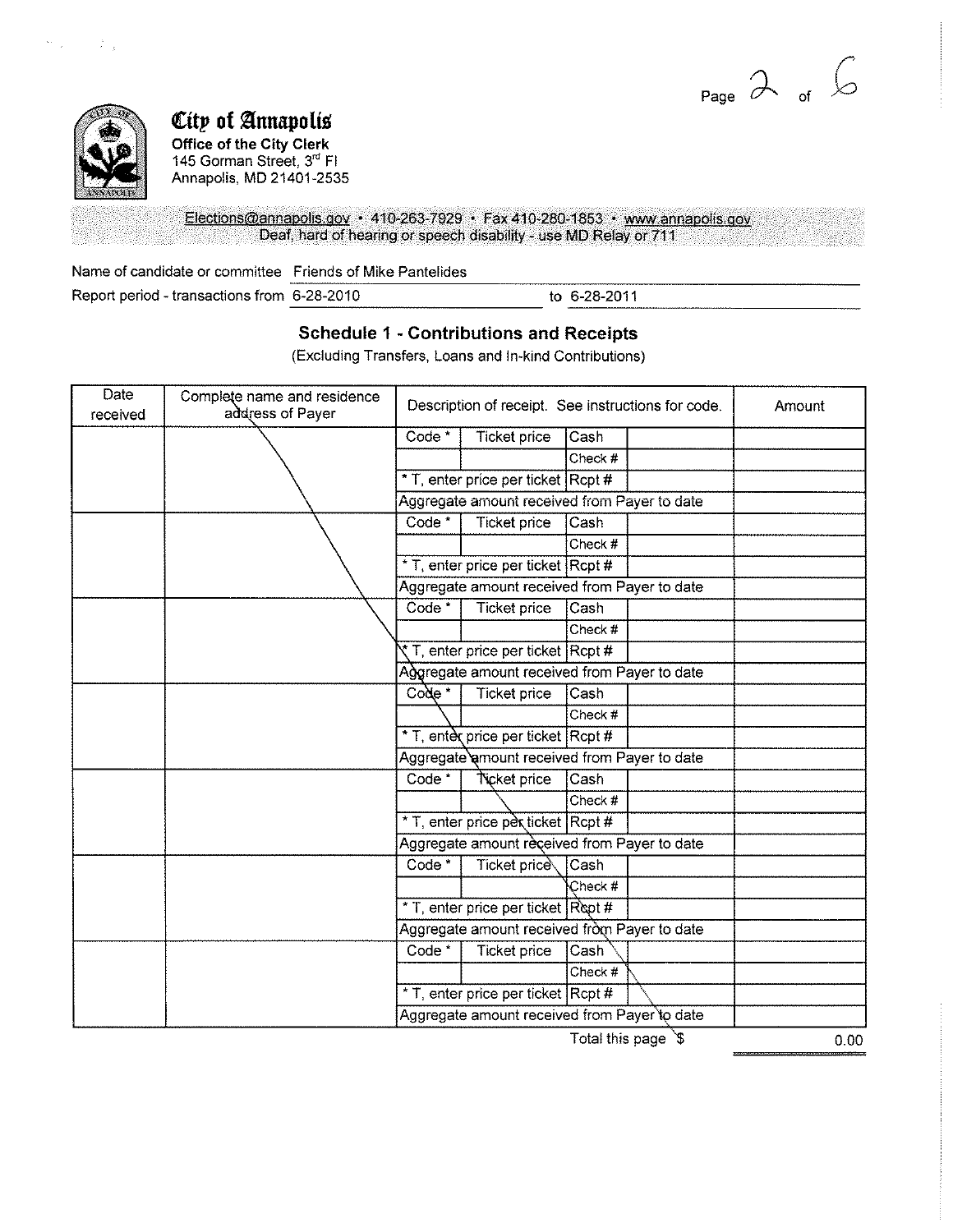# City of Annapolis

**Office of the City Clerk**
145 Gorman Street, 3rd Fl
Annapolis, MD 21401-2535

Elections@annapolis.gov • 410-263-7929 • Fax 410-280-1853 • www.annapolis.gov
Deaf, hard of hearing or speech disability - use MD Relay or 711

Name of candidate or committee Friends of Mike Pantelides

Report period - transactions from 6-28-2010 to 6-28-2011

## Schedule 1 - Contributions and Receipts

(Excluding Transfers, Loans and In-kind Contributions)

| Date received | Complete name and residence address of Payer | Description of receipt. See instructions for code. | | | | Amount |
|---|---|---|---|---|---|---|
| | | Code * | Ticket price | Cash | | |
| | | | | Check # | | |
| | | * T, enter price per ticket | | Rcpt # | | |
| | | Aggregate amount received from Payer to date | | | | |
| | | Code * | Ticket price | Cash | | |
| | | | | Check # | | |
| | | * T, enter price per ticket | | Rcpt # | | |
| | | Aggregate amount received from Payer to date | | | | |
| | | Code * | Ticket price | Cash | | |
| | | | | Check # | | |
| | | * T, enter price per ticket | | Rcpt # | | |
| | | Aggregate amount received from Payer to date | | | | |
| | | Code * | Ticket price | Cash | | |
| | | | | Check # | | |
| | | * T, enter price per ticket | | Rcpt # | | |
| | | Aggregate amount received from Payer to date | | | | |
| | | Code * | Ticket price | Cash | | |
| | | | | Check # | | |
| | | * T, enter price per ticket | | Rcpt # | | |
| | | Aggregate amount received from Payer to date | | | | |
| | | Code * | Ticket price | Cash | | |
| | | | | Check # | | |
| | | * T, enter price per ticket | | Rcpt # | | |
| | | Aggregate amount received from Payer to date | | | | |
| | | Code * | Ticket price | Cash | | |
| | | | | Check # | | |
| | | * T, enter price per ticket | | Rcpt # | | |
| | | Aggregate amount received from Payer to date | | | | |

Total this page $ 0.00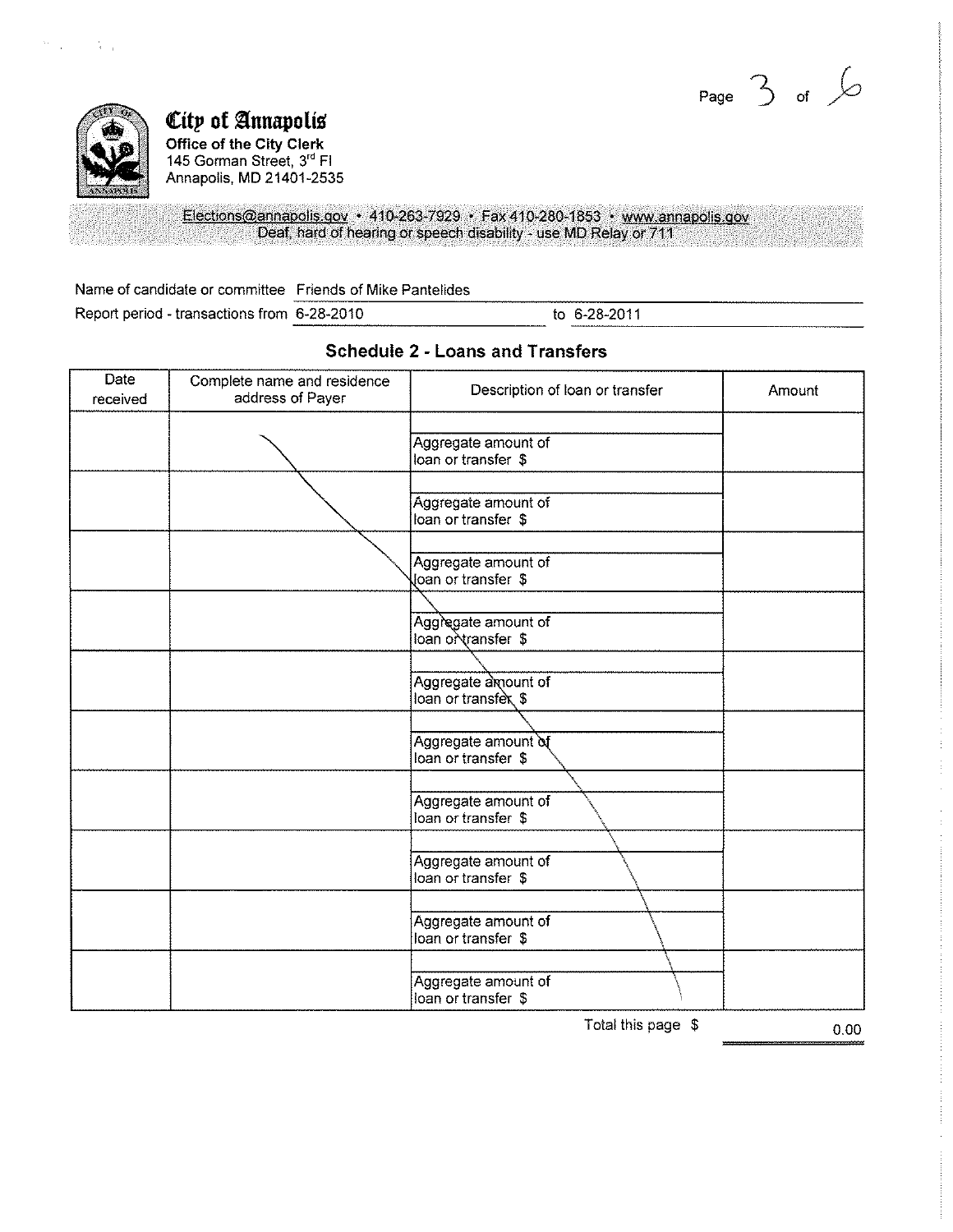**City of Annapolis**
**Office of the City Clerk**
145 Gorman Street, 3rd Fl
Annapolis, MD 21401-2535

Elections@annapolis.gov • 410-263-7929 • Fax 410-280-1853 • www.annapolis.gov
Deaf, hard of hearing or speech disability - use MD Relay or 711

Name of candidate or committee: Friends of Mike Pantelides

Report period - transactions from 6-28-2010 to 6-28-2011

## Schedule 2 - Loans and Transfers

| Date received | Complete name and residence address of Payer | Description of loan or transfer | Amount |
|---|---|---|---|
| | | Aggregate amount of loan or transfer $ | |
| | | Aggregate amount of loan or transfer $ | |
| | | Aggregate amount of loan or transfer $ | |
| | | Aggregate amount of loan or transfer $ | |
| | | Aggregate amount of loan or transfer $ | |
| | | Aggregate amount of loan or transfer $ | |
| | | Aggregate amount of loan or transfer $ | |
| | | Aggregate amount of loan or transfer $ | |
| | | Aggregate amount of loan or transfer $ | |
| | | Aggregate amount of loan or transfer $ | |

Total this page $ 0.00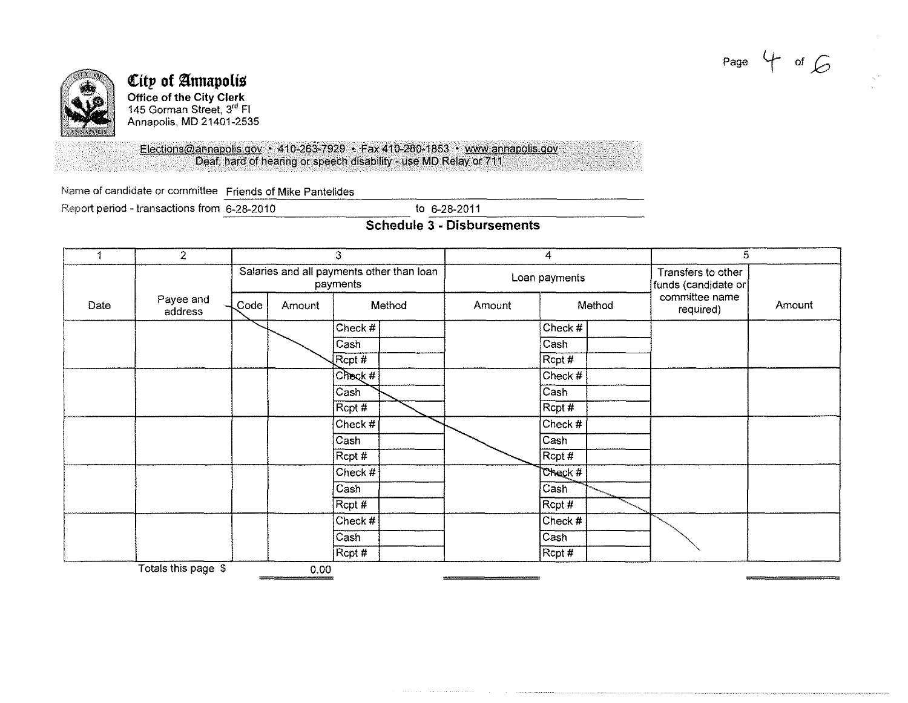**City of Annapolis**
**Office of the City Clerk**
145 Gorman Street, 3rd Fl
Annapolis, MD 21401-2535

Elections@annapolis.gov • 410-263-7929 • Fax 410-280-1853 • www.annapolis.gov
Deaf, hard of hearing or speech disability - use MD Relay or 711

Name of candidate or committee: Friends of Mike Pantelides

Report period - transactions from 6-28-2010 to 6-28-2011

## Schedule 3 - Disbursements

| 1 | 2 | 3 | | | | 4 | | | 5 | |
|---|---|---|---|---|---|---|---|---|---|---|
| | | Salaries and all payments other than loan payments | | | | Loan payments | | | Transfers to other funds (candidate or committee name required) | |
| Date | Payee and address | Code | Amount | Method | | Amount | Method | | | Amount |
| | | | | Check # | | | Check # | | | |
| | | | | Cash | | | Cash | | | |
| | | | | Rcpt # | | | Rcpt # | | | |
| | | | | Check # | | | Check # | | | |
| | | | | Cash | | | Cash | | | |
| | | | | Rcpt # | | | Rcpt # | | | |
| | | | | Check # | | | Check # | | | |
| | | | | Cash | | | Cash | | | |
| | | | | Rcpt # | | | Rcpt # | | | |
| | | | | Check # | | | Check # | | | |
| | | | | Cash | | | Cash | | | |
| | | | | Rcpt # | | | Rcpt # | | | |
| | | | | Check # | | | Check # | | | |
| | | | | Cash | | | Cash | | | |
| | | | | Rcpt # | | | Rcpt # | | | |
| | Totals this page $ | | 0.00 | | | | | | | |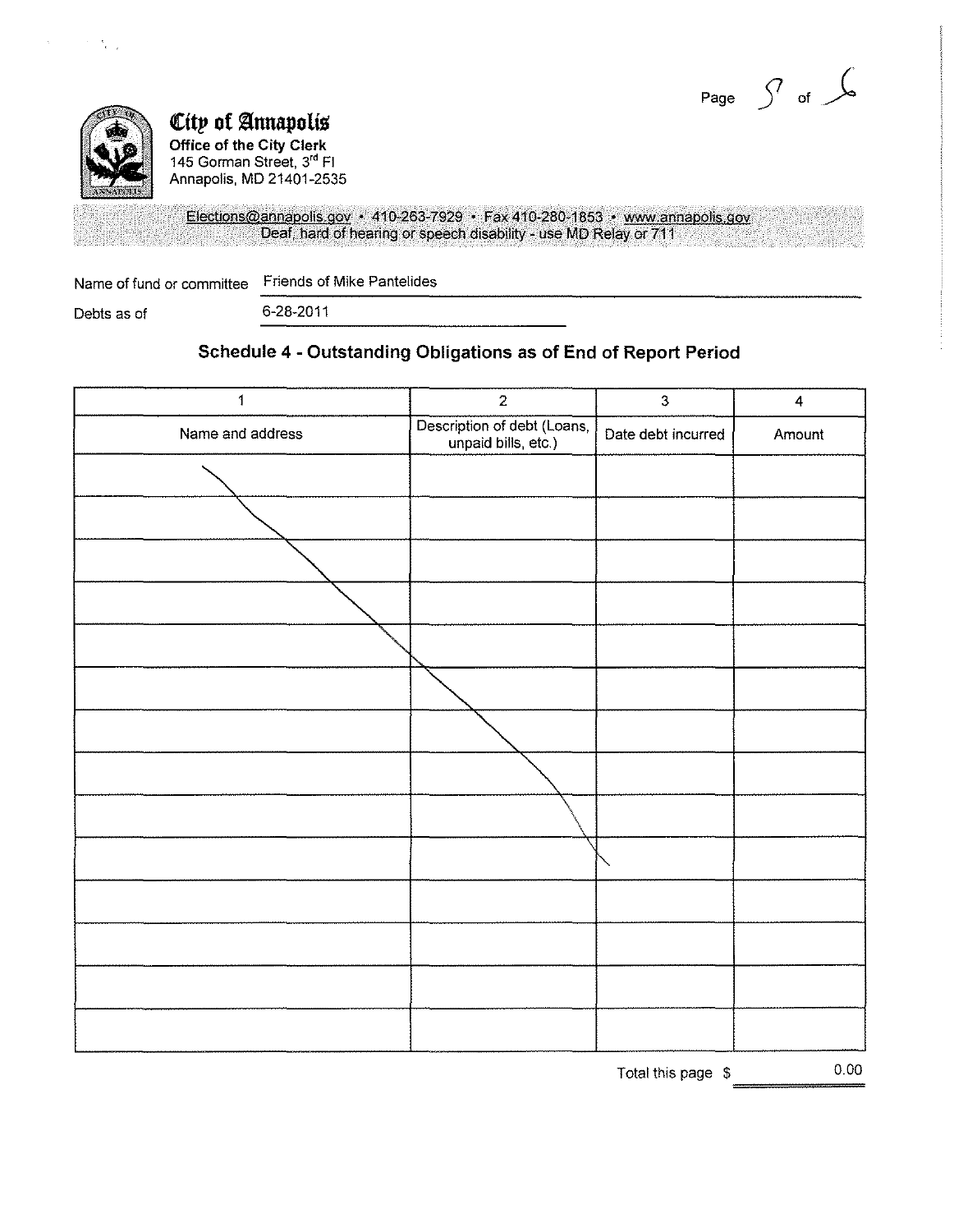**City of Annapolis**
**Office of the City Clerk**
145 Gorman Street, 3rd Fl
Annapolis, MD 21401-2535

Elections@annapolis.gov • 410-263-7929 • Fax 410-280-1853 • www.annapolis.gov
Deaf, hard of hearing or speech disability - use MD Relay or 711

Name of fund or committee: Friends of Mike Pantelides

Debts as of: 6-28-2011

## Schedule 4 - Outstanding Obligations as of End of Report Period

| 1 | 2 | 3 | 4 |
|---|---|---|---|
| Name and address | Description of debt (Loans, unpaid bills, etc.) | Date debt incurred | Amount |
| | | | |
| | | | |
| | | | |
| | | | |
| | | | |
| | | | |
| | | | |
| | | | |
| | | | |
| | | | |
| | | | |
| | | | |
| | | | |
| | | | |

Total this page $ 0.00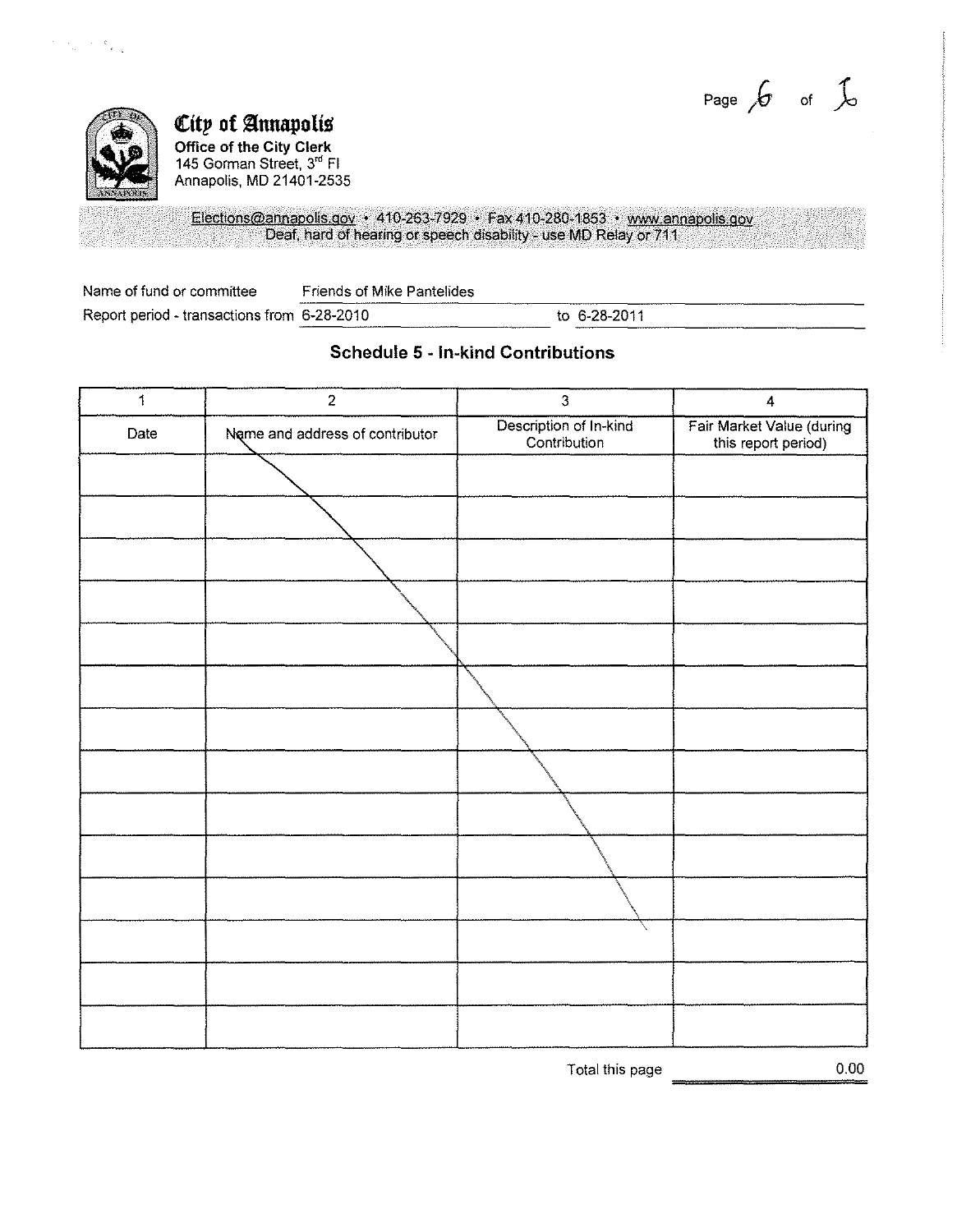# City of Annapolis

**Office of the City Clerk**
145 Gorman Street, 3rd Fl
Annapolis, MD 21401-2535

Elections@annapolis.gov • 410-263-7929 • Fax 410-280-1853 • www.annapolis.gov
Deaf, hard of hearing or speech disability - use MD Relay or 711

Name of fund or committee: Friends of Mike Pantelides

Report period - transactions from 6-28-2010 to 6-28-2011

## Schedule 5 - In-kind Contributions

| 1 | 2 | 3 | 4 |
|---|---|---|---|
| Date | Name and address of contributor | Description of In-kind Contribution | Fair Market Value (during this report period) |
| | | | |
| | | | |
| | | | |
| | | | |
| | | | |
| | | | |
| | | | |
| | | | |
| | | | |
| | | | |
| | | | |
| | | | |
| | | | |
| | | | |

Total this page: 0.00